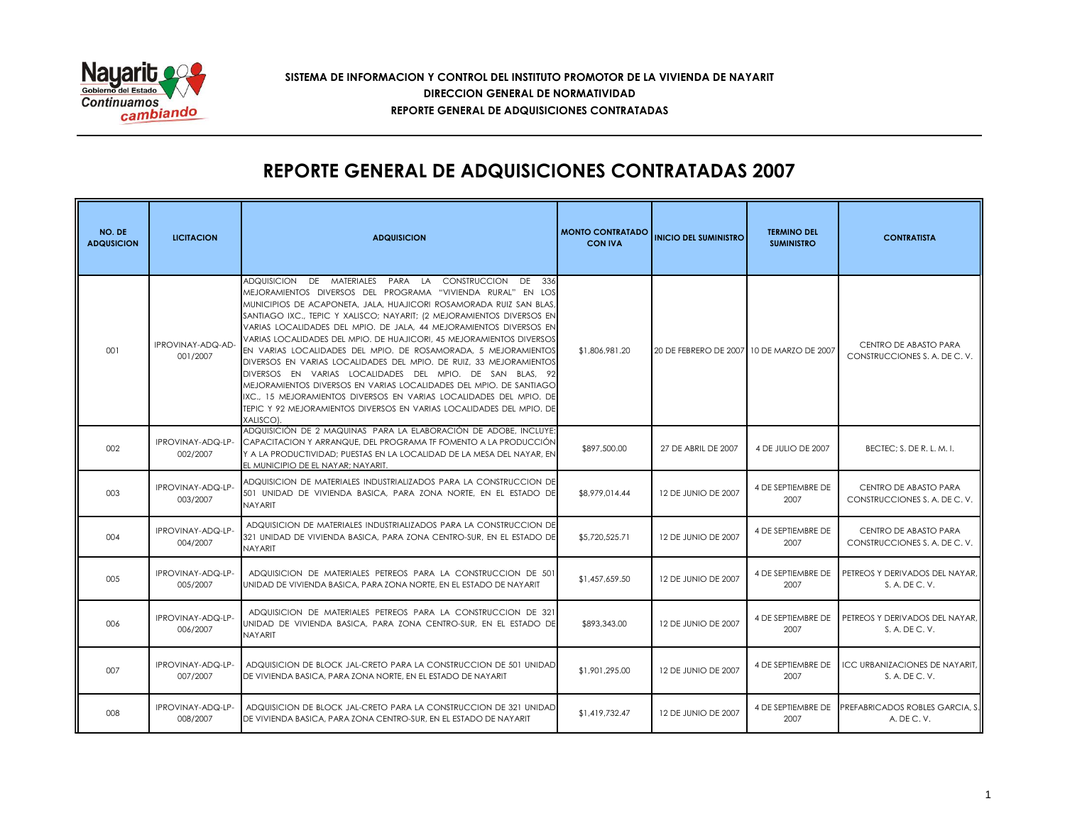**SISTEMA DE INFORMACION Y CONTROL DEL INSTITUTO PROMOTOR DE LA VIVIENDA DE NAYARIT**

**DIRECCION GENERAL DE NORMATIVIDAD**

**REPORTE GENERAL DE ADQUISICIONES CONTRATADAS**

# REPORTE GENERAL DE ADQUISICIONES CONTRATADAS 2007

| NO. DE ADQUSICION | LICITACION | ADQUISICION | MONTO CONTRATADO CON IVA | INICIO DEL SUMINISTRO | TERMINO DEL SUMINISTRO | CONTRATISTA |
|---|---|---|---|---|---|---|
| 001 | IPROVINAY-ADQ-AD-001/2007 | ADQUISICION DE MATERIALES PARA LA CONSTRUCCION DE 336 MEJORAMIENTOS DIVERSOS DEL PROGRAMA "VIVIENDA RURAL" EN LOS MUNICIPIOS DE ACAPONETA, JALA, HUAJICORI ROSAMORADA RUIZ SAN BLAS, SANTIAGO IXC., TEPIC Y XALISCO; NAYARIT; (2 MEJORAMIENTOS DIVERSOS EN VARIAS LOCALIDADES DEL MPIO. DE JALA, 44 MEJORAMIENTOS DIVERSOS EN VARIAS LOCALIDADES DEL MPIO. DE HUAJICORI, 45 MEJORAMIENTOS DIVERSOS EN VARIAS LOCALIDADES DEL MPIO. DE ROSAMORADA, 5 MEJORAMIENTOS DIVERSOS EN VARIAS LOCALIDADES DEL MPIO. DE RUIZ, 33 MEJORAMIENTOS DIVERSOS EN VARIAS LOCALIDADES DEL MPIO. DE SAN BLAS, 92 MEJORAMIENTOS DIVERSOS EN VARIAS LOCALIDADES DEL MPIO. DE SANTIAGO IXC., 15 MEJORAMIENTOS DIVERSOS EN VARIAS LOCALIDADES DEL MPIO. DE TEPIC Y 92 MEJORAMIENTOS DIVERSOS EN VARIAS LOCALIDADES DEL MPIO. DE XALISCO). | $1,806,981.20 | 20 DE FEBRERO DE 2007 | 10 DE MARZO DE 2007 | CENTRO DE ABASTO PARA CONSTRUCCIONES S. A. DE C. V. |
| 002 | IPROVINAY-ADQ-LP-002/2007 | ADQUISICIÓN DE 2 MAQUINAS PARA LA ELABORACIÓN DE ADOBE, INCLUYE: CAPACITACION Y ARRANQUE, DEL PROGRAMA TF FOMENTO A LA PRODUCCIÓN Y A LA PRODUCTIVIDAD; PUESTAS EN LA LOCALIDAD DE LA MESA DEL NAYAR, EN EL MUNICIPIO DE EL NAYAR; NAYARIT. | $897,500.00 | 27 DE ABRIL DE 2007 | 4 DE JULIO DE 2007 | BECTEC; S. DE R. L. M. I. |
| 003 | IPROVINAY-ADQ-LP-003/2007 | ADQUISICION DE MATERIALES INDUSTRIALIZADOS PARA LA CONSTRUCCION DE 501 UNIDAD DE VIVIENDA BASICA, PARA ZONA NORTE, EN EL ESTADO DE NAYARIT | $8,979,014.44 | 12 DE JUNIO DE 2007 | 4 DE SEPTIEMBRE DE 2007 | CENTRO DE ABASTO PARA CONSTRUCCIONES S. A. DE C. V. |
| 004 | IPROVINAY-ADQ-LP-004/2007 | ADQUISICION DE MATERIALES INDUSTRIALIZADOS PARA LA CONSTRUCCION DE 321 UNIDAD DE VIVIENDA BASICA, PARA ZONA CENTRO-SUR, EN EL ESTADO DE NAYARIT | $5,720,525.71 | 12 DE JUNIO DE 2007 | 4 DE SEPTIEMBRE DE 2007 | CENTRO DE ABASTO PARA CONSTRUCCIONES S. A. DE C. V. |
| 005 | IPROVINAY-ADQ-LP-005/2007 | ADQUISICION DE MATERIALES PETREOS PARA LA CONSTRUCCION DE 501 UNIDAD DE VIVIENDA BASICA, PARA ZONA NORTE, EN EL ESTADO DE NAYARIT | $1,457,659.50 | 12 DE JUNIO DE 2007 | 4 DE SEPTIEMBRE DE 2007 | PETREOS Y DERIVADOS DEL NAYAR, S. A. DE C. V. |
| 006 | IPROVINAY-ADQ-LP-006/2007 | ADQUISICION DE MATERIALES PETREOS PARA LA CONSTRUCCION DE 321 UNIDAD DE VIVIENDA BASICA, PARA ZONA CENTRO-SUR, EN EL ESTADO DE NAYARIT | $893,343.00 | 12 DE JUNIO DE 2007 | 4 DE SEPTIEMBRE DE 2007 | PETREOS Y DERIVADOS DEL NAYAR, S. A. DE C. V. |
| 007 | IPROVINAY-ADQ-LP-007/2007 | ADQUISICION DE BLOCK JAL-CRETO PARA LA CONSTRUCCION DE 501 UNIDAD DE VIVIENDA BASICA, PARA ZONA NORTE, EN EL ESTADO DE NAYARIT | $1,901,295.00 | 12 DE JUNIO DE 2007 | 4 DE SEPTIEMBRE DE 2007 | ICC URBANIZACIONES DE NAYARIT, S. A. DE C. V. |
| 008 | IPROVINAY-ADQ-LP-008/2007 | ADQUISICION DE BLOCK JAL-CRETO PARA LA CONSTRUCCION DE 321 UNIDAD DE VIVIENDA BASICA, PARA ZONA CENTRO-SUR, EN EL ESTADO DE NAYARIT | $1,419,732.47 | 12 DE JUNIO DE 2007 | 4 DE SEPTIEMBRE DE 2007 | PREFABRICADOS ROBLES GARCIA, S. A. DE C. V. |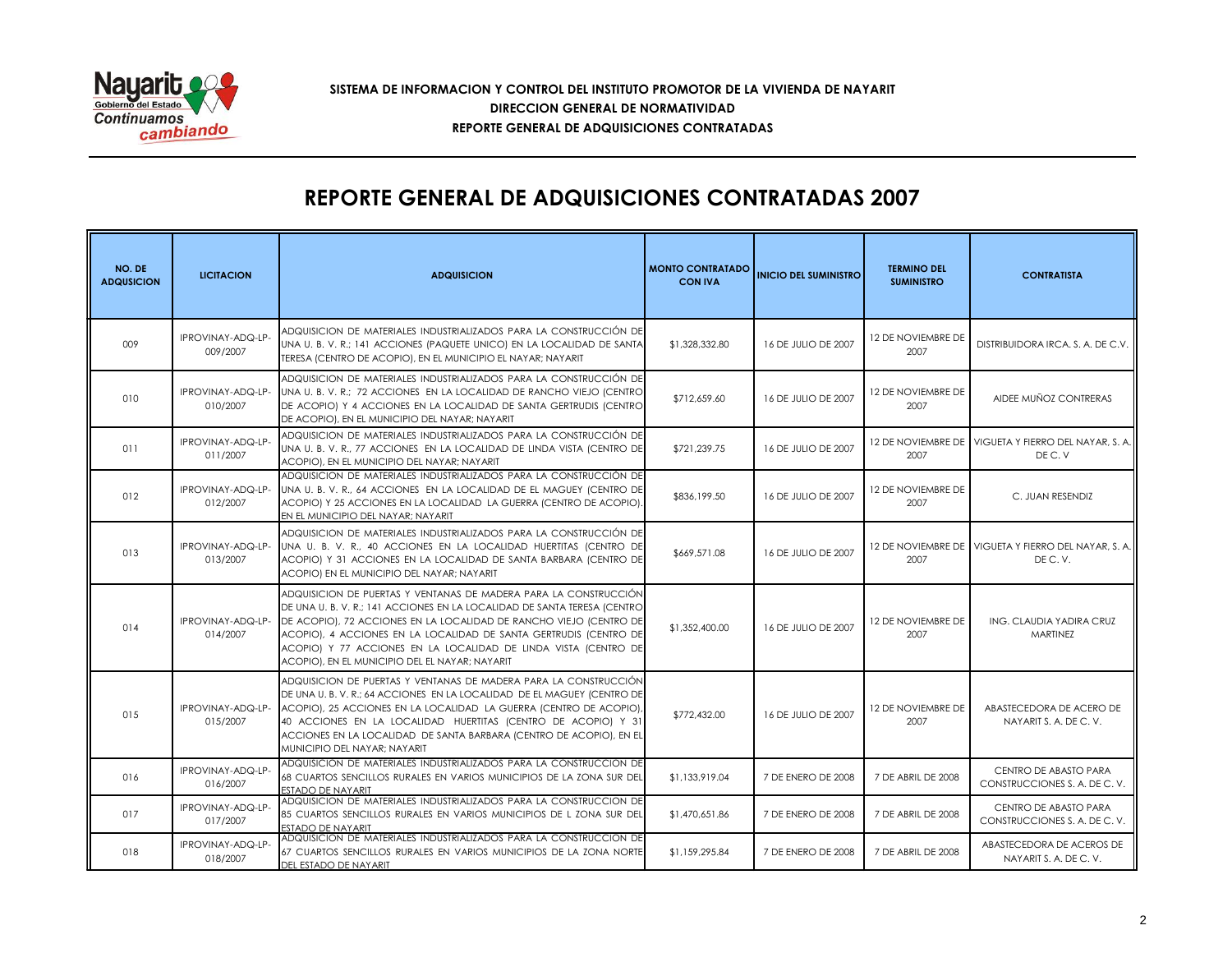**SISTEMA DE INFORMACION Y CONTROL DEL INSTITUTO PROMOTOR DE LA VIVIENDA DE NAYARIT**
**DIRECCION GENERAL DE NORMATIVIDAD**
**REPORTE GENERAL DE ADQUISICIONES CONTRATADAS**

# REPORTE GENERAL DE ADQUISICIONES CONTRATADAS 2007

| NO. DE ADQUSICION | LICITACION | ADQUISICION | MONTO CONTRATADO CON IVA | INICIO DEL SUMINISTRO | TERMINO DEL SUMINISTRO | CONTRATISTA |
|---|---|---|---|---|---|---|
| 009 | IPROVINAY-ADQ-LP-009/2007 | ADQUISICION DE MATERIALES INDUSTRIALIZADOS PARA LA CONSTRUCCIÓN DE UNA U. B. V. R.; 141 ACCIONES (PAQUETE UNICO) EN LA LOCALIDAD DE SANTA TERESA (CENTRO DE ACOPIO), EN EL MUNICIPIO EL NAYAR; NAYARIT | $1,328,332.80 | 16 DE JULIO DE 2007 | 12 DE NOVIEMBRE DE 2007 | DISTRIBUIDORA IRCA. S. A. DE C.V. |
| 010 | IPROVINAY-ADQ-LP-010/2007 | ADQUISICION DE MATERIALES INDUSTRIALIZADOS PARA LA CONSTRUCCIÓN DE UNA U. B. V. R.; 72 ACCIONES EN LA LOCALIDAD DE RANCHO VIEJO (CENTRO DE ACOPIO) Y 4 ACCIONES EN LA LOCALIDAD DE SANTA GERTRUDIS (CENTRO DE ACOPIO), EN EL MUNICIPIO DEL NAYAR; NAYARIT | $712,659.60 | 16 DE JULIO DE 2007 | 12 DE NOVIEMBRE DE 2007 | AIDEE MUÑOZ CONTRERAS |
| 011 | IPROVINAY-ADQ-LP-011/2007 | ADQUISICION DE MATERIALES INDUSTRIALIZADOS PARA LA CONSTRUCCIÓN DE UNA U. B. V. R., 77 ACCIONES EN LA LOCALIDAD DE LINDA VISTA (CENTRO DE ACOPIO), EN EL MUNICIPIO DEL NAYAR; NAYARIT | $721,239.75 | 16 DE JULIO DE 2007 | 12 DE NOVIEMBRE DE 2007 | VIGUETA Y FIERRO DEL NAYAR, S. A. DE C. V |
| 012 | IPROVINAY-ADQ-LP-012/2007 | ADQUISICION DE MATERIALES INDUSTRIALIZADOS PARA LA CONSTRUCCIÓN DE UNA U. B. V. R., 64 ACCIONES EN LA LOCALIDAD DE EL MAGUEY (CENTRO DE ACOPIO) Y 25 ACCIONES EN LA LOCALIDAD LA GUERRA (CENTRO DE ACOPIO). EN EL MUNICIPIO DEL NAYAR; NAYARIT | $836,199.50 | 16 DE JULIO DE 2007 | 12 DE NOVIEMBRE DE 2007 | C. JUAN RESENDIZ |
| 013 | IPROVINAY-ADQ-LP-013/2007 | ADQUISICION DE MATERIALES INDUSTRIALIZADOS PARA LA CONSTRUCCIÓN DE UNA U. B. V. R., 40 ACCIONES EN LA LOCALIDAD HUERTITAS (CENTRO DE ACOPIO) Y 31 ACCIONES EN LA LOCALIDAD DE SANTA BARBARA (CENTRO DE ACOPIO) EN EL MUNICIPIO DEL NAYAR; NAYARIT | $669,571.08 | 16 DE JULIO DE 2007 | 12 DE NOVIEMBRE DE 2007 | VIGUETA Y FIERRO DEL NAYAR, S. A. DE C. V. |
| 014 | IPROVINAY-ADQ-LP-014/2007 | ADQUISICION DE PUERTAS Y VENTANAS DE MADERA PARA LA CONSTRUCCIÓN DE UNA U. B. V. R.; 141 ACCIONES EN LA LOCALIDAD DE SANTA TERESA (CENTRO DE ACOPIO), 72 ACCIONES EN LA LOCALIDAD DE RANCHO VIEJO (CENTRO DE ACOPIO), 4 ACCIONES EN LA LOCALIDAD DE SANTA GERTRUDIS (CENTRO DE ACOPIO) Y 77 ACCIONES EN LA LOCALIDAD DE LINDA VISTA (CENTRO DE ACOPIO), EN EL MUNICIPIO DEL EL NAYAR; NAYARIT | $1,352,400.00 | 16 DE JULIO DE 2007 | 12 DE NOVIEMBRE DE 2007 | ING. CLAUDIA YADIRA CRUZ MARTINEZ |
| 015 | IPROVINAY-ADQ-LP-015/2007 | ADQUISICION DE PUERTAS Y VENTANAS DE MADERA PARA LA CONSTRUCCIÓN DE UNA U. B. V. R.; 64 ACCIONES EN LA LOCALIDAD DE EL MAGUEY (CENTRO DE ACOPIO), 25 ACCIONES EN LA LOCALIDAD LA GUERRA (CENTRO DE ACOPIO), 40 ACCIONES EN LA LOCALIDAD HUERTITAS (CENTRO DE ACOPIO) Y 31 ACCIONES EN LA LOCALIDAD DE SANTA BARBARA (CENTRO DE ACOPIO), EN EL MUNICIPIO DEL NAYAR; NAYARIT | $772,432.00 | 16 DE JULIO DE 2007 | 12 DE NOVIEMBRE DE 2007 | ABASTECEDORA DE ACERO DE NAYARIT S. A. DE C. V. |
| 016 | IPROVINAY-ADQ-LP-016/2007 | ADQUISICION DE MATERIALES INDUSTRIALIZADOS PARA LA CONSTRUCCION DE 68 CUARTOS SENCILLOS RURALES EN VARIOS MUNICIPIOS DE LA ZONA SUR DEL ESTADO DE NAYARIT | $1,133,919.04 | 7 DE ENERO DE 2008 | 7 DE ABRIL DE 2008 | CENTRO DE ABASTO PARA CONSTRUCCIONES S. A. DE C. V. |
| 017 | IPROVINAY-ADQ-LP-017/2007 | ADQUISICION DE MATERIALES INDUSTRIALIZADOS PARA LA CONSTRUCCION DE 85 CUARTOS SENCILLOS RURALES EN VARIOS MUNICIPIOS DE L ZONA SUR DEL ESTADO DE NAYARIT | $1,470,651.86 | 7 DE ENERO DE 2008 | 7 DE ABRIL DE 2008 | CENTRO DE ABASTO PARA CONSTRUCCIONES S. A. DE C. V. |
| 018 | IPROVINAY-ADQ-LP-018/2007 | ADQUISICION DE MATERIALES INDUSTRIALIZADOS PARA LA CONSTRUCCION DE 67 CUARTOS SENCILLOS RURALES EN VARIOS MUNICIPIOS DE LA ZONA NORTE DEL ESTADO DE NAYARIT | $1,159,295.84 | 7 DE ENERO DE 2008 | 7 DE ABRIL DE 2008 | ABASTECEDORA DE ACEROS DE NAYARIT S. A. DE C. V. |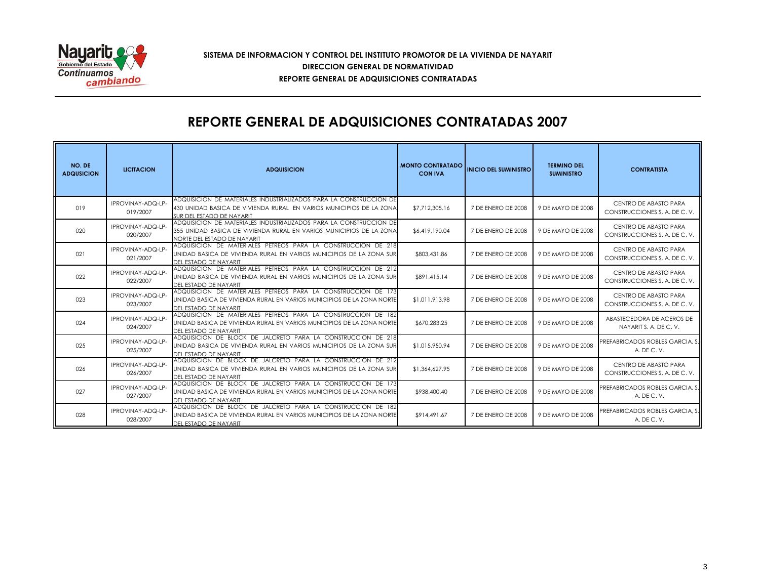**SISTEMA DE INFORMACION Y CONTROL DEL INSTITUTO PROMOTOR DE LA VIVIENDA DE NAYARIT**
**DIRECCION GENERAL DE NORMATIVIDAD**
**REPORTE GENERAL DE ADQUISICIONES CONTRATADAS**

# REPORTE GENERAL DE ADQUISICIONES CONTRATADAS 2007

| NO. DE ADQUSICION | LICITACION | ADQUISICION | MONTO CONTRATADO CON IVA | INICIO DEL SUMINISTRO | TERMINO DEL SUMINISTRO | CONTRATISTA |
|---|---|---|---|---|---|---|
| 019 | IPROVINAY-ADQ-LP-019/2007 | ADQUISICION DE MATERIALES INDUSTRIALIZADOS PARA LA CONSTRUCCION DE 430 UNIDAD BASICA DE VIVIENDA RURAL EN VARIOS MUNICIPIOS DE LA ZONA SUR DEL ESTADO DE NAYARIT | $7,712,305.16 | 7 DE ENERO DE 2008 | 9 DE MAYO DE 2008 | CENTRO DE ABASTO PARA CONSTRUCCIONES S. A. DE C. V. |
| 020 | IPROVINAY-ADQ-LP-020/2007 | ADQUISICION DE MATERIALES INDUSTRIALIZADOS PARA LA CONSTRUCCION DE 355 UNIDAD BASICA DE VIVIENDA RURAL EN VARIOS MUNICIPIOS DE LA ZONA NORTE DEL ESTADO DE NAYARIT | $6,419,190.04 | 7 DE ENERO DE 2008 | 9 DE MAYO DE 2008 | CENTRO DE ABASTO PARA CONSTRUCCIONES S. A. DE C. V. |
| 021 | IPROVINAY-ADQ-LP-021/2007 | ADQUISICION DE MATERIALES PETREOS PARA LA CONSTRUCCION DE 218 UNIDAD BASICA DE VIVIENDA RURAL EN VARIOS MUNICIPIOS DE LA ZONA SUR DEL ESTADO DE NAYARIT | $803,431.86 | 7 DE ENERO DE 2008 | 9 DE MAYO DE 2008 | CENTRO DE ABASTO PARA CONSTRUCCIONES S. A. DE C. V. |
| 022 | IPROVINAY-ADQ-LP-022/2007 | ADQUISICION DE MATERIALES PETREOS PARA LA CONSTRUCCION DE 212 UNIDAD BASICA DE VIVIENDA RURAL EN VARIOS MUNICIPIOS DE LA ZONA SUR DEL ESTADO DE NAYARIT | $891,415.14 | 7 DE ENERO DE 2008 | 9 DE MAYO DE 2008 | CENTRO DE ABASTO PARA CONSTRUCCIONES S. A. DE C. V. |
| 023 | IPROVINAY-ADQ-LP-023/2007 | ADQUISICION DE MATERIALES PETREOS PARA LA CONSTRUCCION DE 173 UNIDAD BASICA DE VIVIENDA RURAL EN VARIOS MUNICIPIOS DE LA ZONA NORTE DEL ESTADO DE NAYARIT | $1,011,913.98 | 7 DE ENERO DE 2008 | 9 DE MAYO DE 2008 | CENTRO DE ABASTO PARA CONSTRUCCIONES S. A. DE C. V. |
| 024 | IPROVINAY-ADQ-LP-024/2007 | ADQUISICION DE MATERIALES PETREOS PARA LA CONSTRUCCION DE 182 UNIDAD BASICA DE VIVIENDA RURAL EN VARIOS MUNICIPIOS DE LA ZONA NORTE DEL ESTADO DE NAYARIT | $670,283.25 | 7 DE ENERO DE 2008 | 9 DE MAYO DE 2008 | ABASTECEDORA DE ACEROS DE NAYARIT S. A. DE C. V. |
| 025 | IPROVINAY-ADQ-LP-025/2007 | ADQUISICION DE BLOCK DE JALCRETO PARA LA CONSTRUCCION DE 218 UNIDAD BASICA DE VIVIENDA RURAL EN VARIOS MUNICIPIOS DE LA ZONA SUR DEL ESTADO DE NAYARIT | $1,015,950.94 | 7 DE ENERO DE 2008 | 9 DE MAYO DE 2008 | PREFABRICADOS ROBLES GARCIA, S. A. DE C. V. |
| 026 | IPROVINAY-ADQ-LP-026/2007 | ADQUISICION DE BLOCK DE JALCRETO PARA LA CONSTRUCCION DE 212 UNIDAD BASICA DE VIVIENDA RURAL EN VARIOS MUNICIPIOS DE LA ZONA SUR DEL ESTADO DE NAYARIT | $1,364,627.95 | 7 DE ENERO DE 2008 | 9 DE MAYO DE 2008 | CENTRO DE ABASTO PARA CONSTRUCCIONES S. A. DE C. V. |
| 027 | IPROVINAY-ADQ-LP-027/2007 | ADQUISICION DE BLOCK DE JALCRETO PARA LA CONSTRUCCION DE 173 UNIDAD BASICA DE VIVIENDA RURAL EN VARIOS MUNICIPIOS DE LA ZONA NORTE DEL ESTADO DE NAYARIT | $938,400.40 | 7 DE ENERO DE 2008 | 9 DE MAYO DE 2008 | PREFABRICADOS ROBLES GARCIA, S. A. DE C. V. |
| 028 | IPROVINAY-ADQ-LP-028/2007 | ADQUISICION DE BLOCK DE JALCRETO PARA LA CONSTRUCCION DE 182 UNIDAD BASICA DE VIVIENDA RURAL EN VARIOS MUNICIPIOS DE LA ZONA NORTE DEL ESTADO DE NAYARIT | $914,491.67 | 7 DE ENERO DE 2008 | 9 DE MAYO DE 2008 | PREFABRICADOS ROBLES GARCIA, S. A. DE C. V. |